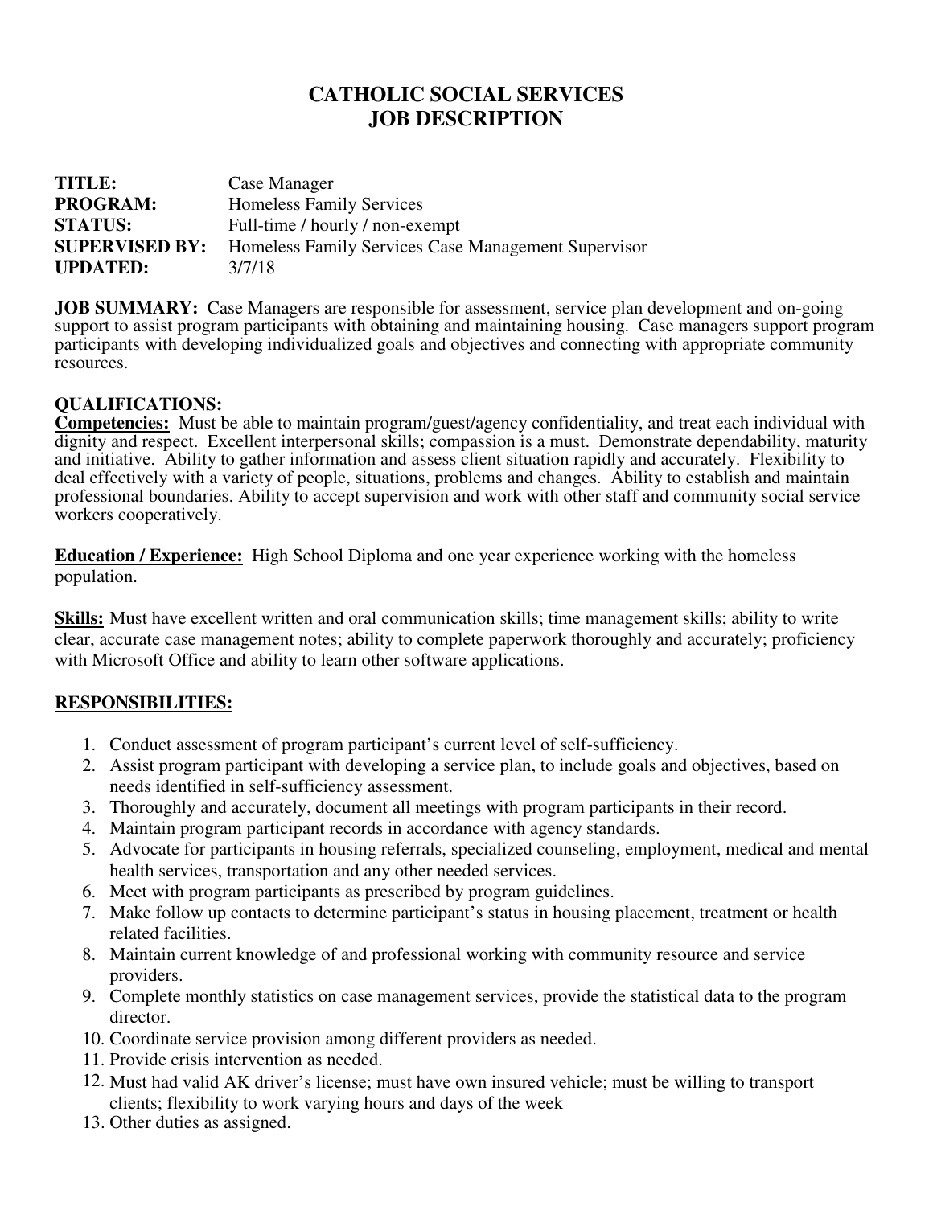# CATHOLIC SOCIAL SERVICES
# JOB DESCRIPTION

**TITLE:** Case Manager
**PROGRAM:** Homeless Family Services
**STATUS:** Full-time / hourly / non-exempt
**SUPERVISED BY:** Homeless Family Services Case Management Supervisor
**UPDATED:** 3/7/18

**JOB SUMMARY:** Case Managers are responsible for assessment, service plan development and on-going support to assist program participants with obtaining and maintaining housing. Case managers support program participants with developing individualized goals and objectives and connecting with appropriate community resources.

## QUALIFICATIONS:

**Competencies:** Must be able to maintain program/guest/agency confidentiality, and treat each individual with dignity and respect. Excellent interpersonal skills; compassion is a must. Demonstrate dependability, maturity and initiative. Ability to gather information and assess client situation rapidly and accurately. Flexibility to deal effectively with a variety of people, situations, problems and changes. Ability to establish and maintain professional boundaries. Ability to accept supervision and work with other staff and community social service workers cooperatively.

**Education / Experience:** High School Diploma and one year experience working with the homeless population.

**Skills:** Must have excellent written and oral communication skills; time management skills; ability to write clear, accurate case management notes; ability to complete paperwork thoroughly and accurately; proficiency with Microsoft Office and ability to learn other software applications.

## RESPONSIBILITIES:

1. Conduct assessment of program participant's current level of self-sufficiency.
2. Assist program participant with developing a service plan, to include goals and objectives, based on needs identified in self-sufficiency assessment.
3. Thoroughly and accurately, document all meetings with program participants in their record.
4. Maintain program participant records in accordance with agency standards.
5. Advocate for participants in housing referrals, specialized counseling, employment, medical and mental health services, transportation and any other needed services.
6. Meet with program participants as prescribed by program guidelines.
7. Make follow up contacts to determine participant's status in housing placement, treatment or health related facilities.
8. Maintain current knowledge of and professional working with community resource and service providers.
9. Complete monthly statistics on case management services, provide the statistical data to the program director.
10. Coordinate service provision among different providers as needed.
11. Provide crisis intervention as needed.
12. Must had valid AK driver's license; must have own insured vehicle; must be willing to transport clients; flexibility to work varying hours and days of the week
13. Other duties as assigned.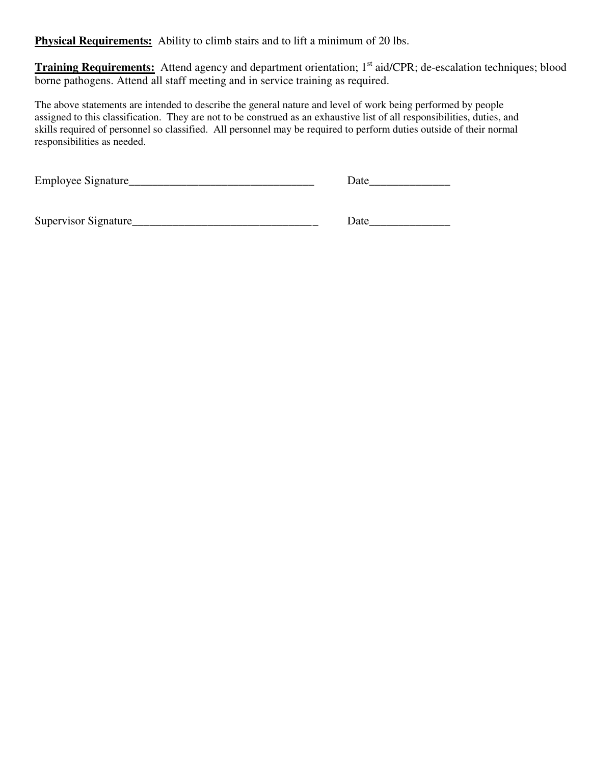**Physical Requirements:** Ability to climb stairs and to lift a minimum of 20 lbs.

**Training Requirements:** Attend agency and department orientation; 1st aid/CPR; de-escalation techniques; blood borne pathogens. Attend all staff meeting and in service training as required.

The above statements are intended to describe the general nature and level of work being performed by people assigned to this classification. They are not to be construed as an exhaustive list of all responsibilities, duties, and skills required of personnel so classified. All personnel may be required to perform duties outside of their normal responsibilities as needed.

Employee Signature________________________________ Date______________

Supervisor Signature________________________________ Date______________